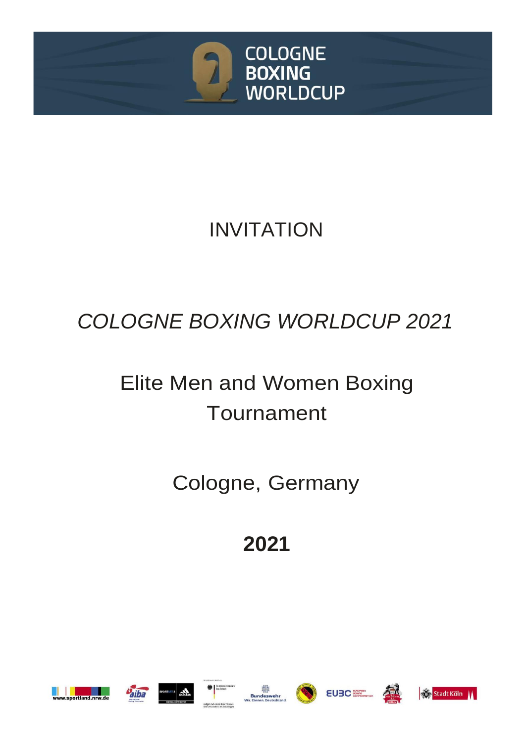COLOGNE BOXING WORLDCUP

# INVITATION

## *COLOGNE BOXING WORLDCUP 2021*

## Elite Men and Women Boxing Tournament

## Cologne, Germany

## **2021**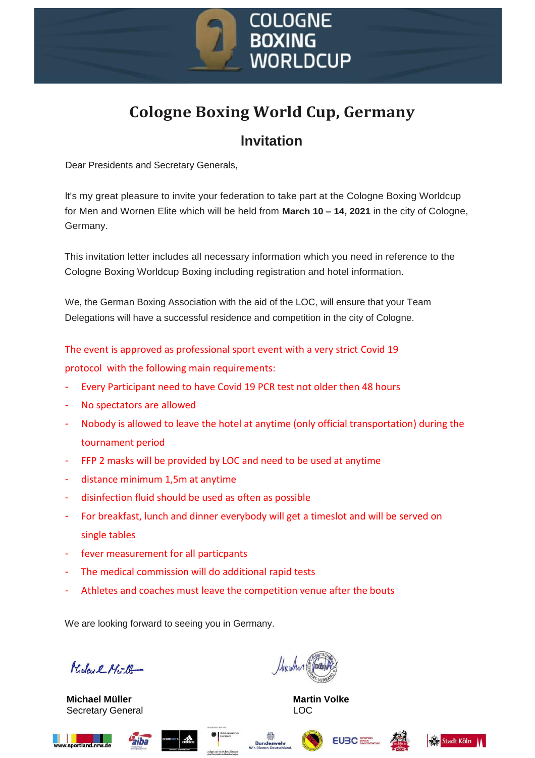# Cologne Boxing World Cup, Germany

## Invitation

Dear Presidents and Secretary Generals,

It's my great pleasure to invite your federation to take part at the Cologne Boxing Worldcup for Men and Wornen Elite which will be held from **March 10 – 14, 2021** in the city of Cologne, Germany.

This invitation letter includes all necessary information which you need in reference to the Cologne Boxing Worldcup Boxing including registration and hotel information.

We, the German Boxing Association with the aid of the LOC, will ensure that your Team Delegations will have a successful residence and competition in the city of Cologne.

The event is approved as professional sport event with a very strict Covid 19 protocol with the following main requirements:

- Every Participant need to have Covid 19 PCR test not older then 48 hours
- No spectators are allowed
- Nobody is allowed to leave the hotel at anytime (only official transportation) during the tournament period
- FFP 2 masks will be provided by LOC and need to be used at anytime
- distance minimum 1,5m at anytime
- disinfection fluid should be used as often as possible
- For breakfast, lunch and dinner everybody will get a timeslot and will be served on single tables
- fever measurement for all particpants
- The medical commission will do additional rapid tests
- Athletes and coaches must leave the competition venue after the bouts

We are looking forward to seeing you in Germany.

**Michael Müller**
Secretary General

**Martin Volke**
LOC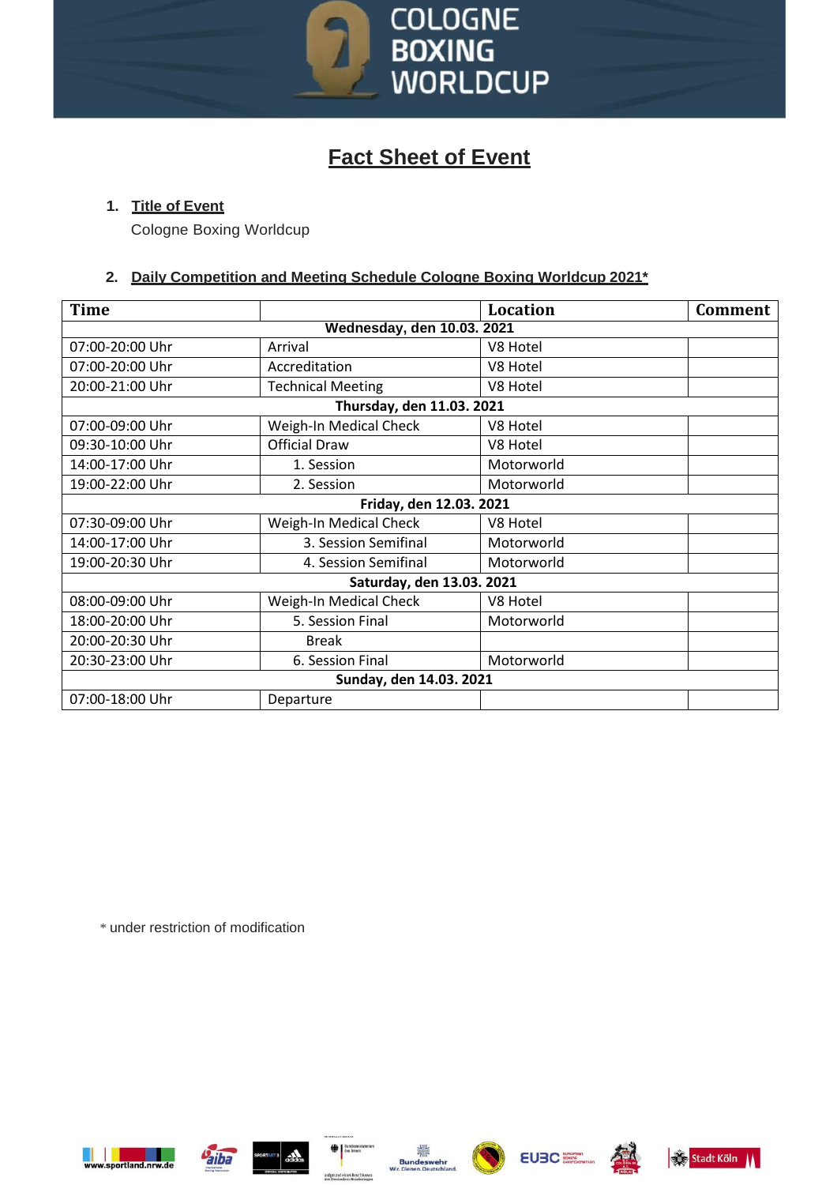# Fact Sheet of Event

1. **Title of Event**

   Cologne Boxing Worldcup

2. **Daily Competition and Meeting Schedule Cologne Boxing Worldcup 2021***

| Time | | Location | Comment |
|---|---|---|---|
| **Wednesday, den 10.03. 2021** | | | |
| 07:00-20:00 Uhr | Arrival | V8 Hotel | |
| 07:00-20:00 Uhr | Accreditation | V8 Hotel | |
| 20:00-21:00 Uhr | Technical Meeting | V8 Hotel | |
| **Thursday, den 11.03. 2021** | | | |
| 07:00-09:00 Uhr | Weigh-In Medical Check | V8 Hotel | |
| 09:30-10:00 Uhr | Official Draw | V8 Hotel | |
| 14:00-17:00 Uhr | 1. Session | Motorworld | |
| 19:00-22:00 Uhr | 2. Session | Motorworld | |
| **Friday, den 12.03. 2021** | | | |
| 07:30-09:00 Uhr | Weigh-In Medical Check | V8 Hotel | |
| 14:00-17:00 Uhr | 3. Session Semifinal | Motorworld | |
| 19:00-20:30 Uhr | 4. Session Semifinal | Motorworld | |
| **Saturday, den 13.03. 2021** | | | |
| 08:00-09:00 Uhr | Weigh-In Medical Check | V8 Hotel | |
| 18:00-20:00 Uhr | 5. Session Final | Motorworld | |
| 20:00-20:30 Uhr | Break | | |
| 20:30-23:00 Uhr | 6. Session Final | Motorworld | |
| **Sunday, den 14.03. 2021** | | | |
| 07:00-18:00 Uhr | Departure | | |

* under restriction of modification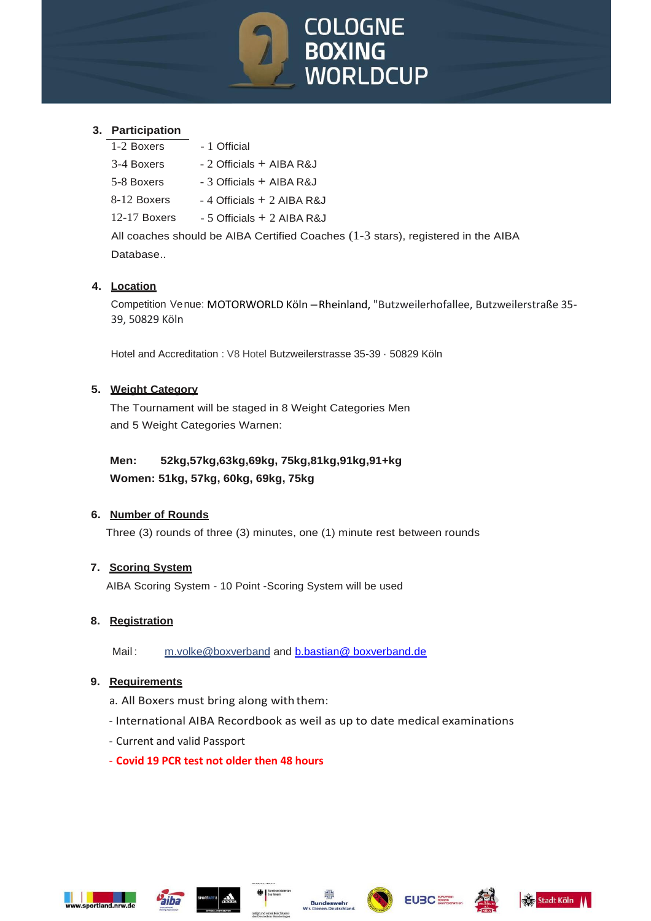### 3. Participation

| | |
|---|---|
| 1-2 Boxers | - 1 Official |
| 3-4 Boxers | - 2 Officials + AIBA R&J |
| 5-8 Boxers | - 3 Officials + AIBA R&J |
| 8-12 Boxers | - 4 Officials + 2 AIBA R&J |
| 12-17 Boxers | - 5 Officials + 2 AIBA R&J |

All coaches should be AIBA Certified Coaches (1-3 stars), registered in the AIBA Database..

### 4. Location

Competition Venue: MOTORWORLD Köln – Rheinland, "Butzweilerhofallee, Butzweilerstraße 35-39, 50829 Köln

Hotel and Accreditation : V8 Hotel Butzweilerstrasse 35-39 · 50829 Köln

### 5. Weight Category

The Tournament will be staged in 8 Weight Categories Men and 5 Weight Categories Warnen:

**Men: 52kg,57kg,63kg,69kg, 75kg,81kg,91kg,91+kg**
**Women: 51kg, 57kg, 60kg, 69kg, 75kg**

### 6. Number of Rounds

Three (3) rounds of three (3) minutes, one (1) minute rest between rounds

### 7. Scoring System

AIBA Scoring System - 10 Point -Scoring System will be used

### 8. Registration

Mail: m.volke@boxverband and b.bastian@ boxverband.de

### 9. Requirements

a. All Boxers must bring along with them:

- International AIBA Recordbook as weil as up to date medical examinations
- Current and valid Passport
- **Covid 19 PCR test not older then 48 hours**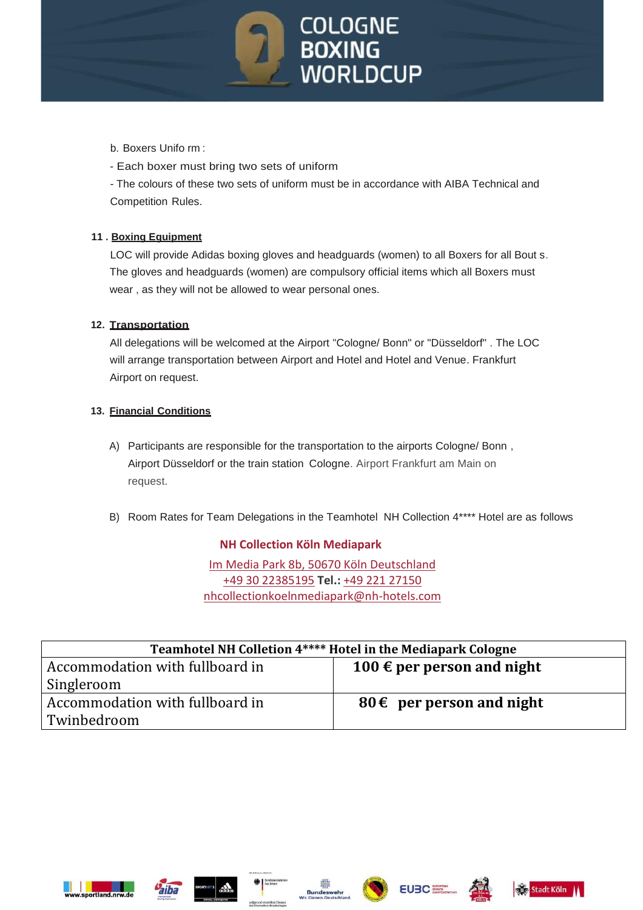b. Boxers Unifo rm :

- Each boxer must bring two sets of uniform
- The colours of these two sets of uniform must be in accordance with AIBA Technical and Competition Rules.

## 11 . Boxing Equipment

LOC will provide Adidas boxing gloves and headguards (women) to all Boxers for all Bout s. The gloves and headguards (women) are compulsory official items which all Boxers must wear , as they will not be allowed to wear personal ones.

## 12. Transportation

All delegations will be welcomed at the Airport "Cologne/ Bonn" or "Düsseldorf" . The LOC will arrange transportation between Airport and Hotel and Hotel and Venue. Frankfurt Airport on request.

## 13. Financial Conditions

A) Participants are responsible for the transportation to the airports Cologne/ Bonn , Airport Düsseldorf or the train station Cologne. Airport Frankfurt am Main on request.

B) Room Rates for Team Delegations in the Teamhotel NH Collection 4**** Hotel are as follows

**NH Collection Köln Mediapark**

Im Media Park 8b, 50670 Köln Deutschland
+49 30 22385195 **Tel.:** +49 221 27150
nhcollectionkoelnmediapark@nh-hotels.com

| Teamhotel NH Colletion 4**** Hotel in the Mediapark Cologne | |
|---|---|
| Accommodation with fullboard in Singleroom | **100 € per person and night** |
| Accommodation with fullboard in Twinbedroom | **80 € per person and night** |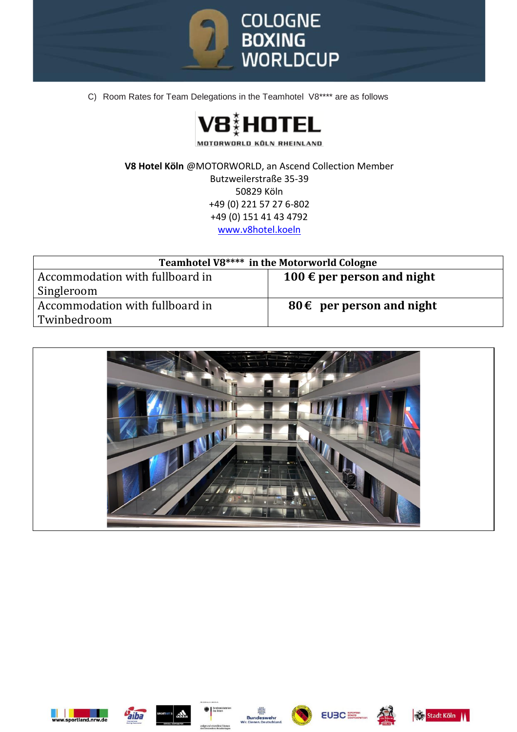C) Room Rates for Team Delegations in the Teamhotel V8**** are as follows

**V8 Hotel Köln** @MOTORWORLD, an Ascend Collection Member
Butzweilerstraße 35-39
50829 Köln
+49 (0) 221 57 27 6-802
+49 (0) 151 41 43 4792
www.v8hotel.koeln

| Teamhotel V8**** in the Motorworld Cologne | |
|---|---|
| Accommodation with fullboard in Singleroom | **100 € per person and night** |
| Accommodation with fullboard in Twinbedroom | **80 € per person and night** |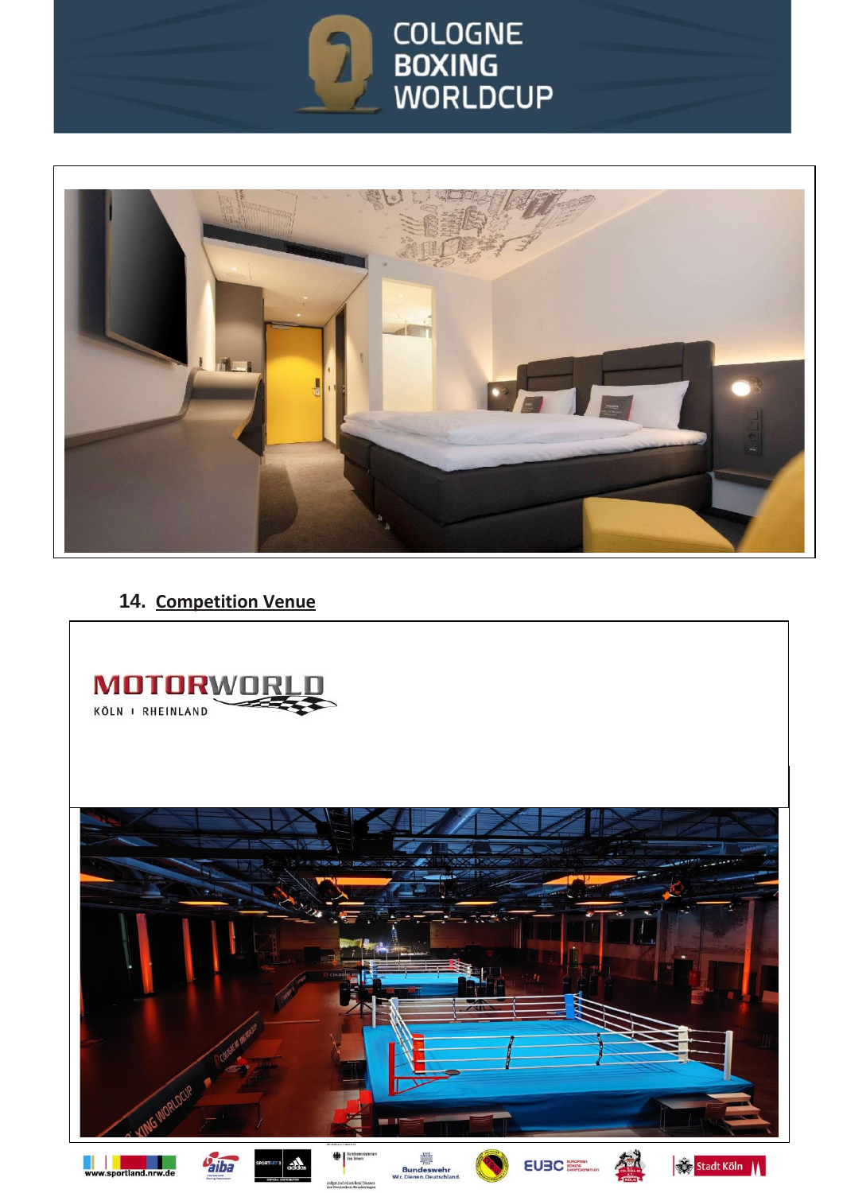## 14. Competition Venue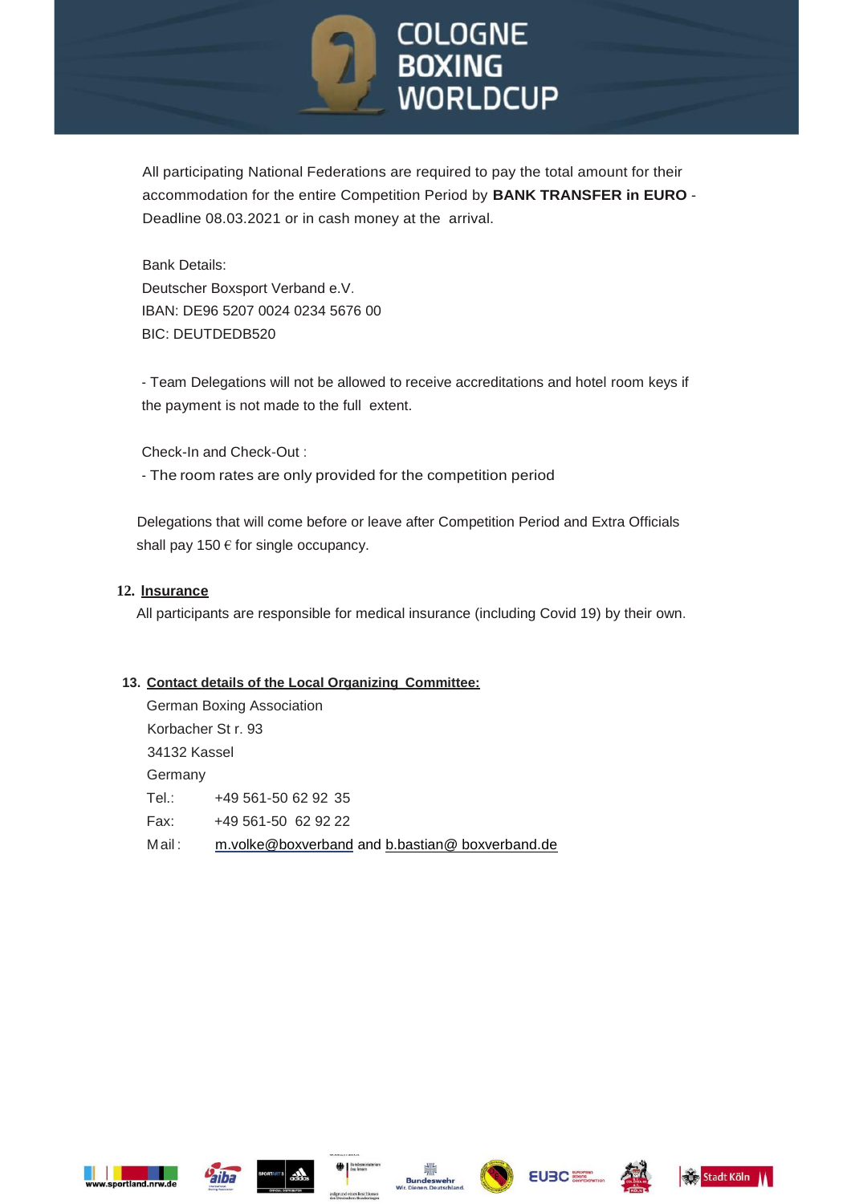All participating National Federations are required to pay the total amount for their accommodation for the entire Competition Period by **BANK TRANSFER in EURO** - Deadline 08.03.2021 or in cash money at the arrival.

Bank Details:
Deutscher Boxsport Verband e.V.
IBAN: DE96 5207 0024 0234 5676 00
BIC: DEUTDEDB520

- Team Delegations will not be allowed to receive accreditations and hotel room keys if the payment is not made to the full extent.

Check-In and Check-Out :
- The room rates are only provided for the competition period

Delegations that will come before or leave after Competition Period and Extra Officials shall pay 150 € for single occupancy.

## 12. Insurance

All participants are responsible for medical insurance (including Covid 19) by their own.

## 13. Contact details of the Local Organizing Committee:

German Boxing Association
Korbacher St r. 93
34132 Kassel
Germany

Tel.: +49 561-50 62 92 35
Fax: +49 561-50 62 92 22
Mail: m.volke@boxverband and b.bastian@ boxverband.de